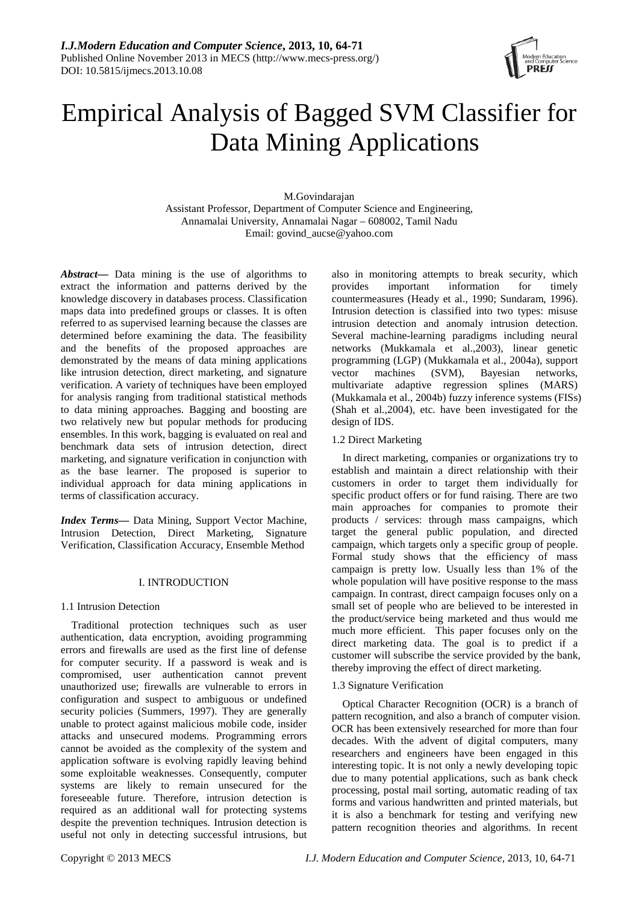# Empirical Analysis of Bagged SVM Classifier for Data Mining Applications

M.Govindarajan
Assistant Professor, Department of Computer Science and Engineering,
Annamalai University, Annamalai Nagar – 608002, Tamil Nadu
Email: govind_aucse@yahoo.com

***Abstract***— Data mining is the use of algorithms to extract the information and patterns derived by the knowledge discovery in databases process. Classification maps data into predefined groups or classes. It is often referred to as supervised learning because the classes are determined before examining the data. The feasibility and the benefits of the proposed approaches are demonstrated by the means of data mining applications like intrusion detection, direct marketing, and signature verification. A variety of techniques have been employed for analysis ranging from traditional statistical methods to data mining approaches. Bagging and boosting are two relatively new but popular methods for producing ensembles. In this work, bagging is evaluated on real and benchmark data sets of intrusion detection, direct marketing, and signature verification in conjunction with as the base learner. The proposed is superior to individual approach for data mining applications in terms of classification accuracy.

***Index Terms***— Data Mining, Support Vector Machine, Intrusion Detection, Direct Marketing, Signature Verification, Classification Accuracy, Ensemble Method

## I. INTRODUCTION

### 1.1 Intrusion Detection

Traditional protection techniques such as user authentication, data encryption, avoiding programming errors and firewalls are used as the first line of defense for computer security. If a password is weak and is compromised, user authentication cannot prevent unauthorized use; firewalls are vulnerable to errors in configuration and suspect to ambiguous or undefined security policies (Summers, 1997). They are generally unable to protect against malicious mobile code, insider attacks and unsecured modems. Programming errors cannot be avoided as the complexity of the system and application software is evolving rapidly leaving behind some exploitable weaknesses. Consequently, computer systems are likely to remain unsecured for the foreseeable future. Therefore, intrusion detection is required as an additional wall for protecting systems despite the prevention techniques. Intrusion detection is useful not only in detecting successful intrusions, but also in monitoring attempts to break security, which provides important information for timely countermeasures (Heady et al., 1990; Sundaram, 1996). Intrusion detection is classified into two types: misuse intrusion detection and anomaly intrusion detection. Several machine-learning paradigms including neural networks (Mukkamala et al.,2003), linear genetic programming (LGP) (Mukkamala et al., 2004a), support vector machines (SVM), Bayesian networks, multivariate adaptive regression splines (MARS) (Mukkamala et al., 2004b) fuzzy inference systems (FISs) (Shah et al.,2004), etc. have been investigated for the design of IDS.

### 1.2 Direct Marketing

In direct marketing, companies or organizations try to establish and maintain a direct relationship with their customers in order to target them individually for specific product offers or for fund raising. There are two main approaches for companies to promote their products / services: through mass campaigns, which target the general public population, and directed campaign, which targets only a specific group of people. Formal study shows that the efficiency of mass campaign is pretty low. Usually less than 1% of the whole population will have positive response to the mass campaign. In contrast, direct campaign focuses only on a small set of people who are believed to be interested in the product/service being marketed and thus would me much more efficient. This paper focuses only on the direct marketing data. The goal is to predict if a customer will subscribe the service provided by the bank, thereby improving the effect of direct marketing.

### 1.3 Signature Verification

Optical Character Recognition (OCR) is a branch of pattern recognition, and also a branch of computer vision. OCR has been extensively researched for more than four decades. With the advent of digital computers, many researchers and engineers have been engaged in this interesting topic. It is not only a newly developing topic due to many potential applications, such as bank check processing, postal mail sorting, automatic reading of tax forms and various handwritten and printed materials, but it is also a benchmark for testing and verifying new pattern recognition theories and algorithms. In recent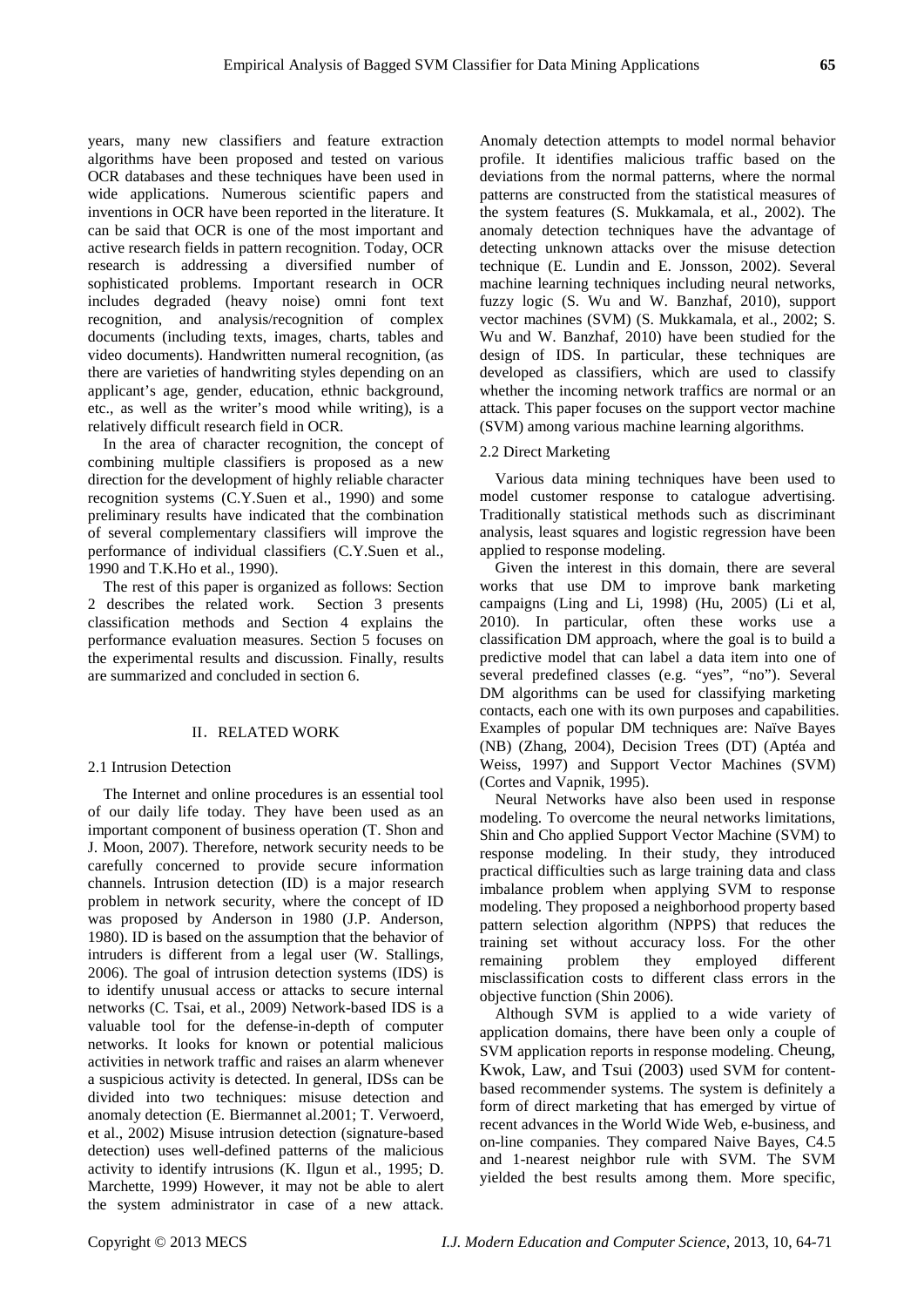years, many new classifiers and feature extraction algorithms have been proposed and tested on various OCR databases and these techniques have been used in wide applications. Numerous scientific papers and inventions in OCR have been reported in the literature. It can be said that OCR is one of the most important and active research fields in pattern recognition. Today, OCR research is addressing a diversified number of sophisticated problems. Important research in OCR includes degraded (heavy noise) omni font text recognition, and analysis/recognition of complex documents (including texts, images, charts, tables and video documents). Handwritten numeral recognition, (as there are varieties of handwriting styles depending on an applicant's age, gender, education, ethnic background, etc., as well as the writer's mood while writing), is a relatively difficult research field in OCR.

In the area of character recognition, the concept of combining multiple classifiers is proposed as a new direction for the development of highly reliable character recognition systems (C.Y.Suen et al., 1990) and some preliminary results have indicated that the combination of several complementary classifiers will improve the performance of individual classifiers (C.Y.Suen et al., 1990 and T.K.Ho et al., 1990).

The rest of this paper is organized as follows: Section 2 describes the related work. Section 3 presents classification methods and Section 4 explains the performance evaluation measures. Section 5 focuses on the experimental results and discussion. Finally, results are summarized and concluded in section 6.

## II. RELATED WORK

### 2.1 Intrusion Detection

The Internet and online procedures is an essential tool of our daily life today. They have been used as an important component of business operation (T. Shon and J. Moon, 2007). Therefore, network security needs to be carefully concerned to provide secure information channels. Intrusion detection (ID) is a major research problem in network security, where the concept of ID was proposed by Anderson in 1980 (J.P. Anderson, 1980). ID is based on the assumption that the behavior of intruders is different from a legal user (W. Stallings, 2006). The goal of intrusion detection systems (IDS) is to identify unusual access or attacks to secure internal networks (C. Tsai, et al., 2009) Network-based IDS is a valuable tool for the defense-in-depth of computer networks. It looks for known or potential malicious activities in network traffic and raises an alarm whenever a suspicious activity is detected. In general, IDSs can be divided into two techniques: misuse detection and anomaly detection (E. Biermannet al.2001; T. Verwoerd, et al., 2002) Misuse intrusion detection (signature-based detection) uses well-defined patterns of the malicious activity to identify intrusions (K. Ilgun et al., 1995; D. Marchette, 1999) However, it may not be able to alert the system administrator in case of a new attack. Anomaly detection attempts to model normal behavior profile. It identifies malicious traffic based on the deviations from the normal patterns, where the normal patterns are constructed from the statistical measures of the system features (S. Mukkamala, et al., 2002). The anomaly detection techniques have the advantage of detecting unknown attacks over the misuse detection technique (E. Lundin and E. Jonsson, 2002). Several machine learning techniques including neural networks, fuzzy logic (S. Wu and W. Banzhaf, 2010), support vector machines (SVM) (S. Mukkamala, et al., 2002; S. Wu and W. Banzhaf, 2010) have been studied for the design of IDS. In particular, these techniques are developed as classifiers, which are used to classify whether the incoming network traffics are normal or an attack. This paper focuses on the support vector machine (SVM) among various machine learning algorithms.

### 2.2 Direct Marketing

Various data mining techniques have been used to model customer response to catalogue advertising. Traditionally statistical methods such as discriminant analysis, least squares and logistic regression have been applied to response modeling.

Given the interest in this domain, there are several works that use DM to improve bank marketing campaigns (Ling and Li, 1998) (Hu, 2005) (Li et al, 2010). In particular, often these works use a classification DM approach, where the goal is to build a predictive model that can label a data item into one of several predefined classes (e.g. "yes", "no"). Several DM algorithms can be used for classifying marketing contacts, each one with its own purposes and capabilities. Examples of popular DM techniques are: Naïve Bayes (NB) (Zhang, 2004), Decision Trees (DT) (Aptéa and Weiss, 1997) and Support Vector Machines (SVM) (Cortes and Vapnik, 1995).

Neural Networks have also been used in response modeling. To overcome the neural networks limitations, Shin and Cho applied Support Vector Machine (SVM) to response modeling. In their study, they introduced practical difficulties such as large training data and class imbalance problem when applying SVM to response modeling. They proposed a neighborhood property based pattern selection algorithm (NPPS) that reduces the training set without accuracy loss. For the other remaining problem they employed different misclassification costs to different class errors in the objective function (Shin 2006).

Although SVM is applied to a wide variety of application domains, there have been only a couple of SVM application reports in response modeling. Cheung, Kwok, Law, and Tsui (2003) used SVM for content-based recommender systems. The system is definitely a form of direct marketing that has emerged by virtue of recent advances in the World Wide Web, e-business, and on-line companies. They compared Naive Bayes, C4.5 and 1-nearest neighbor rule with SVM. The SVM yielded the best results among them. More specific,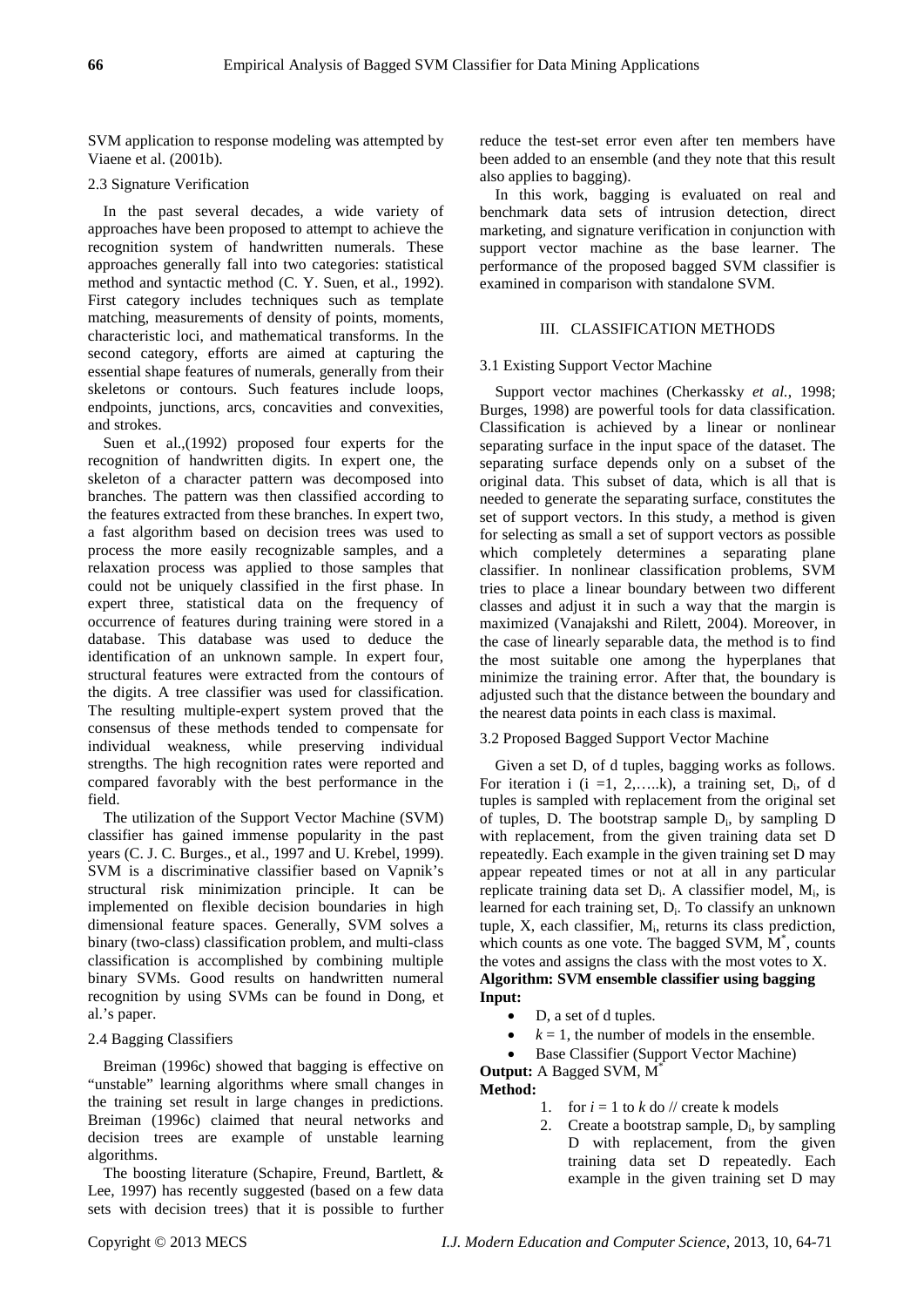SVM application to response modeling was attempted by Viaene et al. (2001b).

### 2.3 Signature Verification

In the past several decades, a wide variety of approaches have been proposed to attempt to achieve the recognition system of handwritten numerals. These approaches generally fall into two categories: statistical method and syntactic method (C. Y. Suen, et al., 1992). First category includes techniques such as template matching, measurements of density of points, moments, characteristic loci, and mathematical transforms. In the second category, efforts are aimed at capturing the essential shape features of numerals, generally from their skeletons or contours. Such features include loops, endpoints, junctions, arcs, concavities and convexities, and strokes.

Suen et al.,(1992) proposed four experts for the recognition of handwritten digits. In expert one, the skeleton of a character pattern was decomposed into branches. The pattern was then classified according to the features extracted from these branches. In expert two, a fast algorithm based on decision trees was used to process the more easily recognizable samples, and a relaxation process was applied to those samples that could not be uniquely classified in the first phase. In expert three, statistical data on the frequency of occurrence of features during training were stored in a database. This database was used to deduce the identification of an unknown sample. In expert four, structural features were extracted from the contours of the digits. A tree classifier was used for classification. The resulting multiple-expert system proved that the consensus of these methods tended to compensate for individual weakness, while preserving individual strengths. The high recognition rates were reported and compared favorably with the best performance in the field.

The utilization of the Support Vector Machine (SVM) classifier has gained immense popularity in the past years (C. J. C. Burges., et al., 1997 and U. Krebel, 1999). SVM is a discriminative classifier based on Vapnik's structural risk minimization principle. It can be implemented on flexible decision boundaries in high dimensional feature spaces. Generally, SVM solves a binary (two-class) classification problem, and multi-class classification is accomplished by combining multiple binary SVMs. Good results on handwritten numeral recognition by using SVMs can be found in Dong, et al.'s paper.

### 2.4 Bagging Classifiers

Breiman (1996c) showed that bagging is effective on "unstable" learning algorithms where small changes in the training set result in large changes in predictions. Breiman (1996c) claimed that neural networks and decision trees are example of unstable learning algorithms.

The boosting literature (Schapire, Freund, Bartlett, & Lee, 1997) has recently suggested (based on a few data sets with decision trees) that it is possible to further reduce the test-set error even after ten members have been added to an ensemble (and they note that this result also applies to bagging).

In this work, bagging is evaluated on real and benchmark data sets of intrusion detection, direct marketing, and signature verification in conjunction with support vector machine as the base learner. The performance of the proposed bagged SVM classifier is examined in comparison with standalone SVM.

## III. CLASSIFICATION METHODS

### 3.1 Existing Support Vector Machine

Support vector machines (Cherkassky *et al.*, 1998; Burges, 1998) are powerful tools for data classification. Classification is achieved by a linear or nonlinear separating surface in the input space of the dataset. The separating surface depends only on a subset of the original data. This subset of data, which is all that is needed to generate the separating surface, constitutes the set of support vectors. In this study, a method is given for selecting as small a set of support vectors as possible which completely determines a separating plane classifier. In nonlinear classification problems, SVM tries to place a linear boundary between two different classes and adjust it in such a way that the margin is maximized (Vanajakshi and Rilett, 2004). Moreover, in the case of linearly separable data, the method is to find the most suitable one among the hyperplanes that minimize the training error. After that, the boundary is adjusted such that the distance between the boundary and the nearest data points in each class is maximal.

### 3.2 Proposed Bagged Support Vector Machine

Given a set D, of d tuples, bagging works as follows. For iteration i (i =1, 2,…..k), a training set, $D_i$, of d tuples is sampled with replacement from the original set of tuples, D. The bootstrap sample $D_i$, by sampling D with replacement, from the given training data set D repeatedly. Each example in the given training set D may appear repeated times or not at all in any particular replicate training data set $D_i$. A classifier model, $M_i$, is learned for each training set, $D_i$. To classify an unknown tuple, X, each classifier, $M_i$, returns its class prediction, which counts as one vote. The bagged SVM, $M^*$, counts the votes and assigns the class with the most votes to X.

**Algorithm: SVM ensemble classifier using bagging**

**Input:**

- D, a set of d tuples.
- $k = 1$, the number of models in the ensemble.
- Base Classifier (Support Vector Machine)

**Output:** A Bagged SVM, $M^*$

**Method:**

1. for $i = 1$ to $k$ do // create k models
2. Create a bootstrap sample, $D_i$, by sampling D with replacement, from the given training data set D repeatedly. Each example in the given training set D may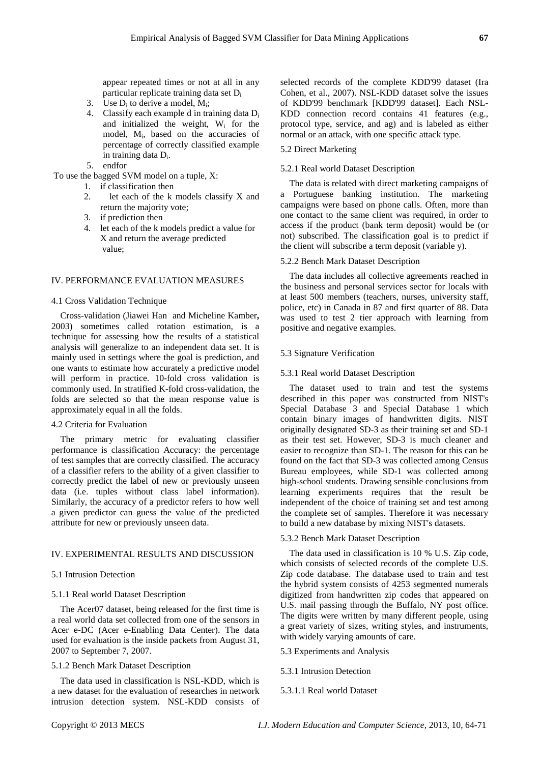appear repeated times or not at all in any particular replicate training data set $D_i$

3. Use $D_i$ to derive a model, $M_i$;
4. Classify each example d in training data $D_i$ and initialized the weight, $W_i$ for the model, $M_i$, based on the accuracies of percentage of correctly classified example in training data $D_i$.
5. endfor

To use the bagged SVM model on a tuple, X:

1. if classification then
2. let each of the k models classify X and return the majority vote;
3. if prediction then
4. let each of the k models predict a value for X and return the average predicted value;

## IV. PERFORMANCE EVALUATION MEASURES

### 4.1 Cross Validation Technique

Cross-validation (Jiawei Han and Micheline Kamber**,** 2003) sometimes called rotation estimation, is a technique for assessing how the results of a statistical analysis will generalize to an independent data set. It is mainly used in settings where the goal is prediction, and one wants to estimate how accurately a predictive model will perform in practice. 10-fold cross validation is commonly used. In stratified K-fold cross-validation, the folds are selected so that the mean response value is approximately equal in all the folds.

### 4.2 Criteria for Evaluation

The primary metric for evaluating classifier performance is classification Accuracy: the percentage of test samples that are correctly classified. The accuracy of a classifier refers to the ability of a given classifier to correctly predict the label of new or previously unseen data (i.e. tuples without class label information). Similarly, the accuracy of a predictor refers to how well a given predictor can guess the value of the predicted attribute for new or previously unseen data.

## IV. EXPERIMENTAL RESULTS AND DISCUSSION

### 5.1 Intrusion Detection

#### 5.1.1 Real world Dataset Description

The Acer07 dataset, being released for the first time is a real world data set collected from one of the sensors in Acer e-DC (Acer e-Enabling Data Center). The data used for evaluation is the inside packets from August 31, 2007 to September 7, 2007.

#### 5.1.2 Bench Mark Dataset Description

The data used in classification is NSL-KDD, which is a new dataset for the evaluation of researches in network intrusion detection system. NSL-KDD consists of selected records of the complete KDD'99 dataset (Ira Cohen, et al., 2007). NSL-KDD dataset solve the issues of KDD'99 benchmark [KDD'99 dataset]. Each NSL-KDD connection record contains 41 features (e.g., protocol type, service, and ag) and is labeled as either normal or an attack, with one specific attack type.

### 5.2 Direct Marketing

#### 5.2.1 Real world Dataset Description

The data is related with direct marketing campaigns of a Portuguese banking institution. The marketing campaigns were based on phone calls. Often, more than one contact to the same client was required, in order to access if the product (bank term deposit) would be (or not) subscribed. The classification goal is to predict if the client will subscribe a term deposit (variable y).

#### 5.2.2 Bench Mark Dataset Description

The data includes all collective agreements reached in the business and personal services sector for locals with at least 500 members (teachers, nurses, university staff, police, etc) in Canada in 87 and first quarter of 88. Data was used to test 2 tier approach with learning from positive and negative examples.

### 5.3 Signature Verification

#### 5.3.1 Real world Dataset Description

The dataset used to train and test the systems described in this paper was constructed from NIST's Special Database 3 and Special Database 1 which contain binary images of handwritten digits. NIST originally designated SD-3 as their training set and SD-1 as their test set. However, SD-3 is much cleaner and easier to recognize than SD-1. The reason for this can be found on the fact that SD-3 was collected among Census Bureau employees, while SD-1 was collected among high-school students. Drawing sensible conclusions from learning experiments requires that the result be independent of the choice of training set and test among the complete set of samples. Therefore it was necessary to build a new database by mixing NIST's datasets.

#### 5.3.2 Bench Mark Dataset Description

The data used in classification is 10 % U.S. Zip code, which consists of selected records of the complete U.S. Zip code database. The database used to train and test the hybrid system consists of 4253 segmented numerals digitized from handwritten zip codes that appeared on U.S. mail passing through the Buffalo, NY post office. The digits were written by many different people, using a great variety of sizes, writing styles, and instruments, with widely varying amounts of care.

### 5.3 Experiments and Analysis

#### 5.3.1 Intrusion Detection

##### 5.3.1.1 Real world Dataset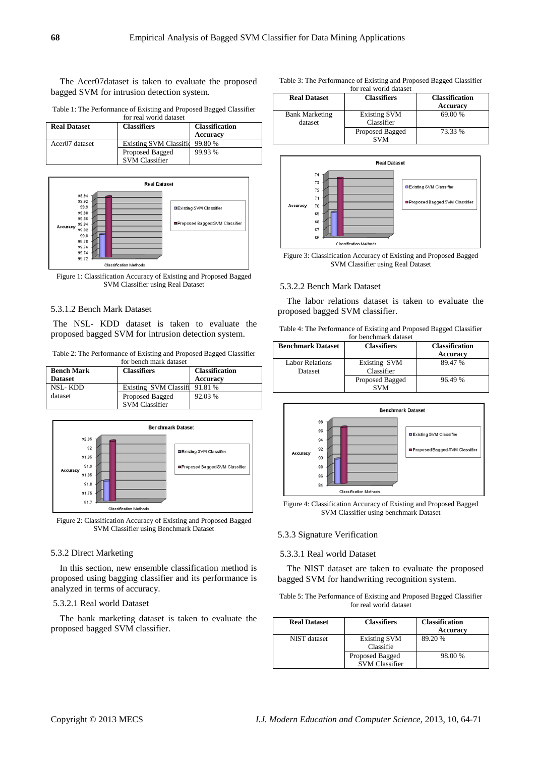The Acer07dataset is taken to evaluate the proposed bagged SVM for intrusion detection system.

Table 1: The Performance of Existing and Proposed Bagged Classifier for real world dataset

| Real Dataset | Classifiers | Classification Accuracy |
|---|---|---|
| Acer07 dataset | Existing SVM Classifie | 99.80 % |
| | Proposed Bagged SVM Classifier | 99.93 % |

Figure 1: Classification Accuracy of Existing and Proposed Bagged SVM Classifier using Real Dataset

#### 5.3.1.2 Bench Mark Dataset

The NSL- KDD dataset is taken to evaluate the proposed bagged SVM for intrusion detection system.

Table 2: The Performance of Existing and Proposed Bagged Classifier for bench mark dataset

| Bench Mark Dataset | Classifiers | Classification Accuracy |
|---|---|---|
| NSL- KDD dataset | Existing SVM Classifi | 91.81 % |
| | Proposed Bagged SVM Classifier | 92.03 % |

Figure 2: Classification Accuracy of Existing and Proposed Bagged SVM Classifier using Benchmark Dataset

### 5.3.2 Direct Marketing

In this section, new ensemble classification method is proposed using bagging classifier and its performance is analyzed in terms of accuracy.

#### 5.3.2.1 Real world Dataset

The bank marketing dataset is taken to evaluate the proposed bagged SVM classifier.

Table 3: The Performance of Existing and Proposed Bagged Classifier for real world dataset

| Real Dataset | Classifiers | Classification Accuracy |
|---|---|---|
| Bank Marketing dataset | Existing SVM Classifier | 69.00 % |
| | Proposed Bagged SVM | 73.33 % |

Figure 3: Classification Accuracy of Existing and Proposed Bagged SVM Classifier using Real Dataset

#### 5.3.2.2 Bench Mark Dataset

The labor relations dataset is taken to evaluate the proposed bagged SVM classifier.

Table 4: The Performance of Existing and Proposed Bagged Classifier for benchmark dataset

| Benchmark Dataset | Classifiers | Classification Accuracy |
|---|---|---|
| Labor Relations Dataset | Existing SVM Classifier | 89.47 % |
| | Proposed Bagged SVM | 96.49 % |

Figure 4: Classification Accuracy of Existing and Proposed Bagged SVM Classifier using benchmark Dataset

### 5.3.3 Signature Verification

#### 5.3.3.1 Real world Dataset

The NIST dataset are taken to evaluate the proposed bagged SVM for handwriting recognition system.

Table 5: The Performance of Existing and Proposed Bagged Classifier for real world dataset

| Real Dataset | Classifiers | Classification Accuracy |
|---|---|---|
| NIST dataset | Existing SVM Classifie | 89.20 % |
| | Proposed Bagged SVM Classifier | 98.00 % |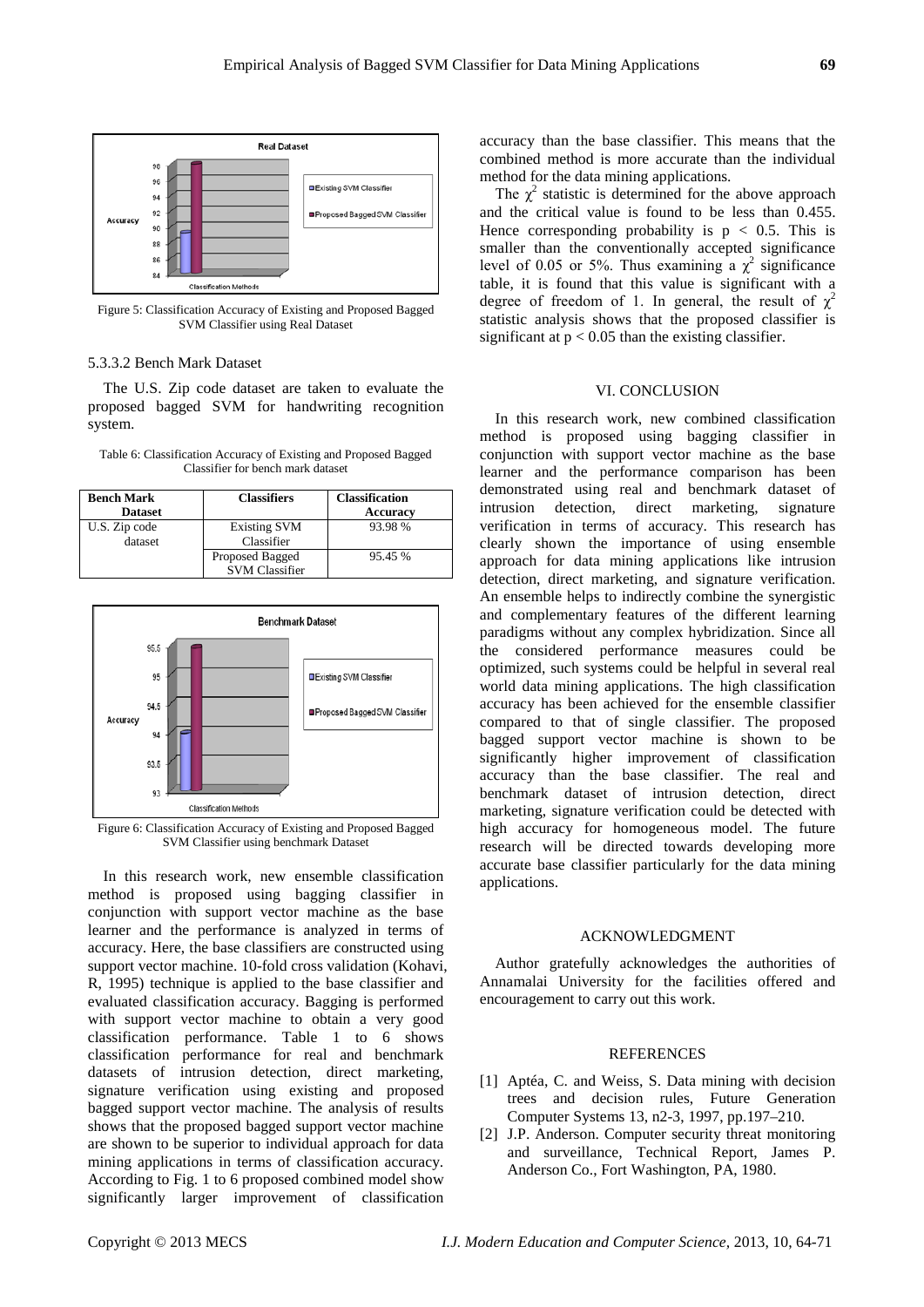Figure 5: Classification Accuracy of Existing and Proposed Bagged SVM Classifier using Real Dataset

#### 5.3.3.2 Bench Mark Dataset

The U.S. Zip code dataset are taken to evaluate the proposed bagged SVM for handwriting recognition system.

Table 6: Classification Accuracy of Existing and Proposed Bagged Classifier for bench mark dataset

| Bench Mark Dataset | Classifiers | Classification Accuracy |
|---|---|---|
| U.S. Zip code dataset | Existing SVM Classifier | 93.98 % |
| | Proposed Bagged SVM Classifier | 95.45 % |

Figure 6: Classification Accuracy of Existing and Proposed Bagged SVM Classifier using benchmark Dataset

In this research work, new ensemble classification method is proposed using bagging classifier in conjunction with support vector machine as the base learner and the performance is analyzed in terms of accuracy. Here, the base classifiers are constructed using support vector machine. 10-fold cross validation (Kohavi, R, 1995) technique is applied to the base classifier and evaluated classification accuracy. Bagging is performed with support vector machine to obtain a very good classification performance. Table 1 to 6 shows classification performance for real and benchmark datasets of intrusion detection, direct marketing, signature verification using existing and proposed bagged support vector machine. The analysis of results shows that the proposed bagged support vector machine are shown to be superior to individual approach for data mining applications in terms of classification accuracy. According to Fig. 1 to 6 proposed combined model show significantly larger improvement of classification accuracy than the base classifier. This means that the combined method is more accurate than the individual method for the data mining applications.

The $\chi^2$ statistic is determined for the above approach and the critical value is found to be less than 0.455. Hence corresponding probability is $p < 0.5$. This is smaller than the conventionally accepted significance level of 0.05 or 5%. Thus examining a $\chi^2$ significance table, it is found that this value is significant with a degree of freedom of 1. In general, the result of $\chi^2$ statistic analysis shows that the proposed classifier is significant at $p < 0.05$ than the existing classifier.

## VI. CONCLUSION

In this research work, new combined classification method is proposed using bagging classifier in conjunction with support vector machine as the base learner and the performance comparison has been demonstrated using real and benchmark dataset of intrusion detection, direct marketing, signature verification in terms of accuracy. This research has clearly shown the importance of using ensemble approach for data mining applications like intrusion detection, direct marketing, and signature verification. An ensemble helps to indirectly combine the synergistic and complementary features of the different learning paradigms without any complex hybridization. Since all the considered performance measures could be optimized, such systems could be helpful in several real world data mining applications. The high classification accuracy has been achieved for the ensemble classifier compared to that of single classifier. The proposed bagged support vector machine is shown to be significantly higher improvement of classification accuracy than the base classifier. The real and benchmark dataset of intrusion detection, direct marketing, signature verification could be detected with high accuracy for homogeneous model. The future research will be directed towards developing more accurate base classifier particularly for the data mining applications.

## ACKNOWLEDGMENT

Author gratefully acknowledges the authorities of Annamalai University for the facilities offered and encouragement to carry out this work.

## REFERENCES

[1] Aptéa, C. and Weiss, S. Data mining with decision trees and decision rules, Future Generation Computer Systems 13, n2-3, 1997, pp.197–210.

[2] J.P. Anderson. Computer security threat monitoring and surveillance, Technical Report, James P. Anderson Co., Fort Washington, PA, 1980.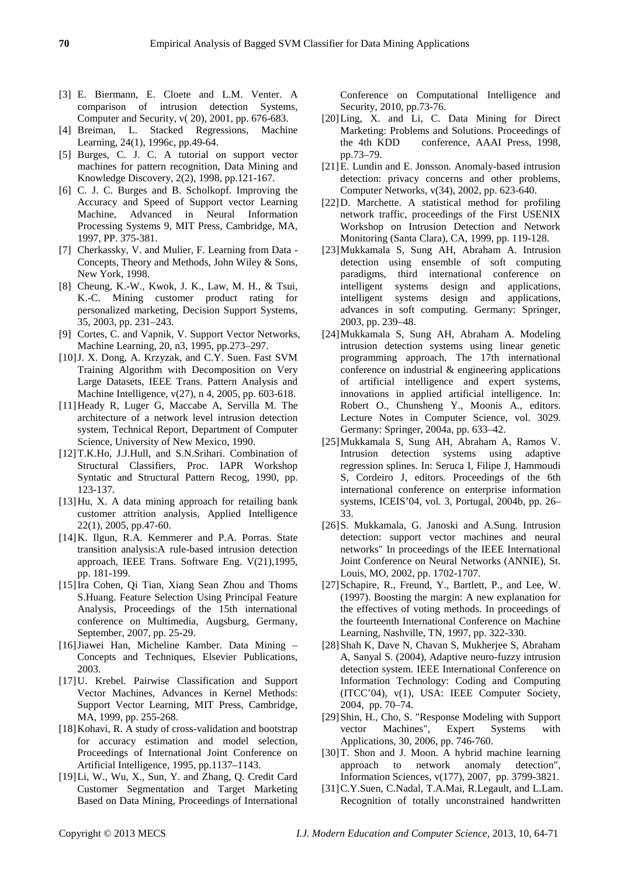[3] E. Biermann, E. Cloete and L.M. Venter. A comparison of intrusion detection Systems, Computer and Security, v( 20), 2001, pp. 676-683.

[4] Breiman, L. Stacked Regressions, Machine Learning, 24(1), 1996c, pp.49-64.

[5] Burges, C. J. C. A tutorial on support vector machines for pattern recognition, Data Mining and Knowledge Discovery, 2(2), 1998, pp.121-167.

[6] C. J. C. Burges and B. Scholkopf. Improving the Accuracy and Speed of Support vector Learning Machine, Advanced in Neural Information Processing Systems 9, MIT Press, Cambridge, MA, 1997, PP. 375-381.

[7] Cherkassky, V. and Mulier, F. Learning from Data - Concepts, Theory and Methods, John Wiley & Sons, New York, 1998.

[8] Cheung, K.-W., Kwok, J. K., Law, M. H., & Tsui, K.-C. Mining customer product rating for personalized marketing, Decision Support Systems, 35, 2003, pp. 231–243.

[9] Cortes, C. and Vapnik, V. Support Vector Networks, Machine Learning, 20, n3, 1995, pp.273–297.

[10] J. X. Dong, A. Krzyzak, and C.Y. Suen. Fast SVM Training Algorithm with Decomposition on Very Large Datasets, IEEE Trans. Pattern Analysis and Machine Intelligence, v(27), n 4, 2005, pp. 603-618.

[11] Heady R, Luger G, Maccabe A, Servilla M. The architecture of a network level intrusion detection system, Technical Report, Department of Computer Science, University of New Mexico, 1990.

[12] T.K.Ho, J.J.Hull, and S.N.Srihari. Combination of Structural Classifiers, Proc. IAPR Workshop Syntatic and Structural Pattern Recog, 1990, pp. 123-137.

[13] Hu, X. A data mining approach for retailing bank customer attrition analysis, Applied Intelligence 22(1), 2005, pp.47-60.

[14] K. Ilgun, R.A. Kemmerer and P.A. Porras. State transition analysis:A rule-based intrusion detection approach, IEEE Trans. Software Eng. V(21),1995, pp. 181-199.

[15] Ira Cohen, Qi Tian, Xiang Sean Zhou and Thoms S.Huang. Feature Selection Using Principal Feature Analysis, Proceedings of the 15th international conference on Multimedia, Augsburg, Germany, September, 2007, pp. 25-29.

[16] Jiawei Han, Micheline Kamber. Data Mining – Concepts and Techniques, Elsevier Publications, 2003.

[17] U. Krebel. Pairwise Classification and Support Vector Machines, Advances in Kernel Methods: Support Vector Learning, MIT Press, Cambridge, MA, 1999, pp. 255-268.

[18] Kohavi, R. A study of cross-validation and bootstrap for accuracy estimation and model selection, Proceedings of International Joint Conference on Artificial Intelligence, 1995, pp.1137–1143.

[19] Li, W., Wu, X., Sun, Y. and Zhang, Q. Credit Card Customer Segmentation and Target Marketing Based on Data Mining, Proceedings of International Conference on Computational Intelligence and Security, 2010, pp.73-76.

[20] Ling, X. and Li, C. Data Mining for Direct Marketing: Problems and Solutions. Proceedings of the 4th KDD conference, AAAI Press, 1998, pp.73–79.

[21] E. Lundin and E. Jonsson. Anomaly-based intrusion detection: privacy concerns and other problems, Computer Networks, v(34), 2002, pp. 623-640.

[22] D. Marchette. A statistical method for profiling network traffic, proceedings of the First USENIX Workshop on Intrusion Detection and Network Monitoring (Santa Clara), CA, 1999, pp. 119-128.

[23] Mukkamala S, Sung AH, Abraham A. Intrusion detection using ensemble of soft computing paradigms, third international conference on intelligent systems design and applications, intelligent systems design and applications, advances in soft computing. Germany: Springer, 2003, pp. 239–48.

[24] Mukkamala S, Sung AH, Abraham A. Modeling intrusion detection systems using linear genetic programming approach, The 17th international conference on industrial & engineering applications of artificial intelligence and expert systems, innovations in applied artificial intelligence. In: Robert O., Chunsheng Y., Moonis A., editors. Lecture Notes in Computer Science, vol. 3029. Germany: Springer, 2004a, pp. 633–42.

[25] Mukkamala S, Sung AH, Abraham A, Ramos V. Intrusion detection systems using adaptive regression splines. In: Seruca I, Filipe J, Hammoudi S, Cordeiro J, editors. Proceedings of the 6th international conference on enterprise information systems, ICEIS'04, vol. 3, Portugal, 2004b, pp. 26–33.

[26] S. Mukkamala, G. Janoski and A.Sung. Intrusion detection: support vector machines and neural networks" In proceedings of the IEEE International Joint Conference on Neural Networks (ANNIE), St. Louis, MO, 2002, pp. 1702-1707.

[27] Schapire, R., Freund, Y., Bartlett, P., and Lee, W. (1997). Boosting the margin: A new explanation for the effectives of voting methods. In proceedings of the fourteenth International Conference on Machine Learning, Nashville, TN, 1997, pp. 322-330.

[28] Shah K, Dave N, Chavan S, Mukherjee S, Abraham A, Sanyal S. (2004), Adaptive neuro-fuzzy intrusion detection system. IEEE International Conference on Information Technology: Coding and Computing (ITCC'04), v(1), USA: IEEE Computer Society, 2004, pp. 70–74.

[29] Shin, H., Cho, S. "Response Modeling with Support vector Machines", Expert Systems with Applications, 30, 2006, pp. 746-760.

[30] T. Shon and J. Moon. A hybrid machine learning approach to network anomaly detection", Information Sciences, v(177), 2007, pp. 3799-3821.

[31] C.Y.Suen, C.Nadal, T.A.Mai, R.Legault, and L.Lam. Recognition of totally unconstrained handwritten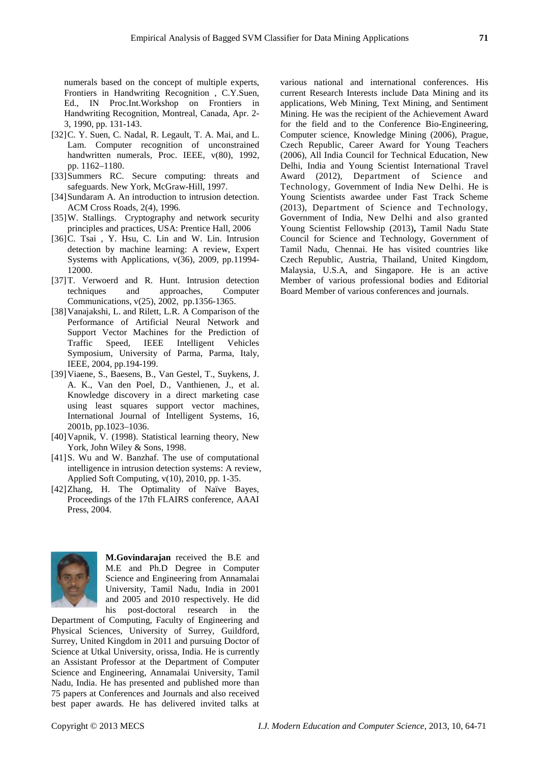numerals based on the concept of multiple experts, Frontiers in Handwriting Recognition , C.Y.Suen, Ed., IN Proc.Int.Workshop on Frontiers in Handwriting Recognition, Montreal, Canada, Apr. 2-3, 1990, pp. 131-143.

[32] C. Y. Suen, C. Nadal, R. Legault, T. A. Mai, and L. Lam. Computer recognition of unconstrained handwritten numerals, Proc. IEEE, v(80), 1992, pp. 1162–1180.

[33] Summers RC. Secure computing: threats and safeguards. New York, McGraw-Hill, 1997.

[34] Sundaram A. An introduction to intrusion detection. ACM Cross Roads, 2(4), 1996.

[35] W. Stallings. Cryptography and network security principles and practices, USA: Prentice Hall, 2006

[36] C. Tsai , Y. Hsu, C. Lin and W. Lin. Intrusion detection by machine learning: A review, Expert Systems with Applications, v(36), 2009, pp.11994-12000.

[37] T. Verwoerd and R. Hunt. Intrusion detection techniques and approaches, Computer Communications, v(25), 2002, pp.1356-1365.

[38] Vanajakshi, L. and Rilett, L.R. A Comparison of the Performance of Artificial Neural Network and Support Vector Machines for the Prediction of Traffic Speed, IEEE Intelligent Vehicles Symposium, University of Parma, Parma, Italy, IEEE, 2004, pp.194-199.

[39] Viaene, S., Baesens, B., Van Gestel, T., Suykens, J. A. K., Van den Poel, D., Vanthienen, J., et al. Knowledge discovery in a direct marketing case using least squares support vector machines, International Journal of Intelligent Systems, 16, 2001b, pp.1023–1036.

[40] Vapnik, V. (1998). Statistical learning theory, New York, John Wiley & Sons, 1998.

[41] S. Wu and W. Banzhaf. The use of computational intelligence in intrusion detection systems: A review, Applied Soft Computing, v(10), 2010, pp. 1-35.

[42] Zhang, H. The Optimality of Naïve Bayes, Proceedings of the 17th FLAIRS conference, AAAI Press, 2004.

**M.Govindarajan** received the B.E and M.E and Ph.D Degree in Computer Science and Engineering from Annamalai University, Tamil Nadu, India in 2001 and 2005 and 2010 respectively. He did his post-doctoral research in the Department of Computing, Faculty of Engineering and Physical Sciences, University of Surrey, Guildford, Surrey, United Kingdom in 2011 and pursuing Doctor of Science at Utkal University, orissa, India. He is currently an Assistant Professor at the Department of Computer Science and Engineering, Annamalai University, Tamil Nadu, India. He has presented and published more than 75 papers at Conferences and Journals and also received best paper awards. He has delivered invited talks at various national and international conferences. His current Research Interests include Data Mining and its applications, Web Mining, Text Mining, and Sentiment Mining. He was the recipient of the Achievement Award for the field and to the Conference Bio-Engineering, Computer science, Knowledge Mining (2006), Prague, Czech Republic, Career Award for Young Teachers (2006), All India Council for Technical Education, New Delhi, India and Young Scientist International Travel Award (2012), Department of Science and Technology, Government of India New Delhi. He is Young Scientists awardee under Fast Track Scheme (2013), Department of Science and Technology, Government of India, New Delhi and also granted Young Scientist Fellowship (2013)**,** Tamil Nadu State Council for Science and Technology, Government of Tamil Nadu, Chennai. He has visited countries like Czech Republic, Austria, Thailand, United Kingdom, Malaysia, U.S.A, and Singapore. He is an active Member of various professional bodies and Editorial Board Member of various conferences and journals.